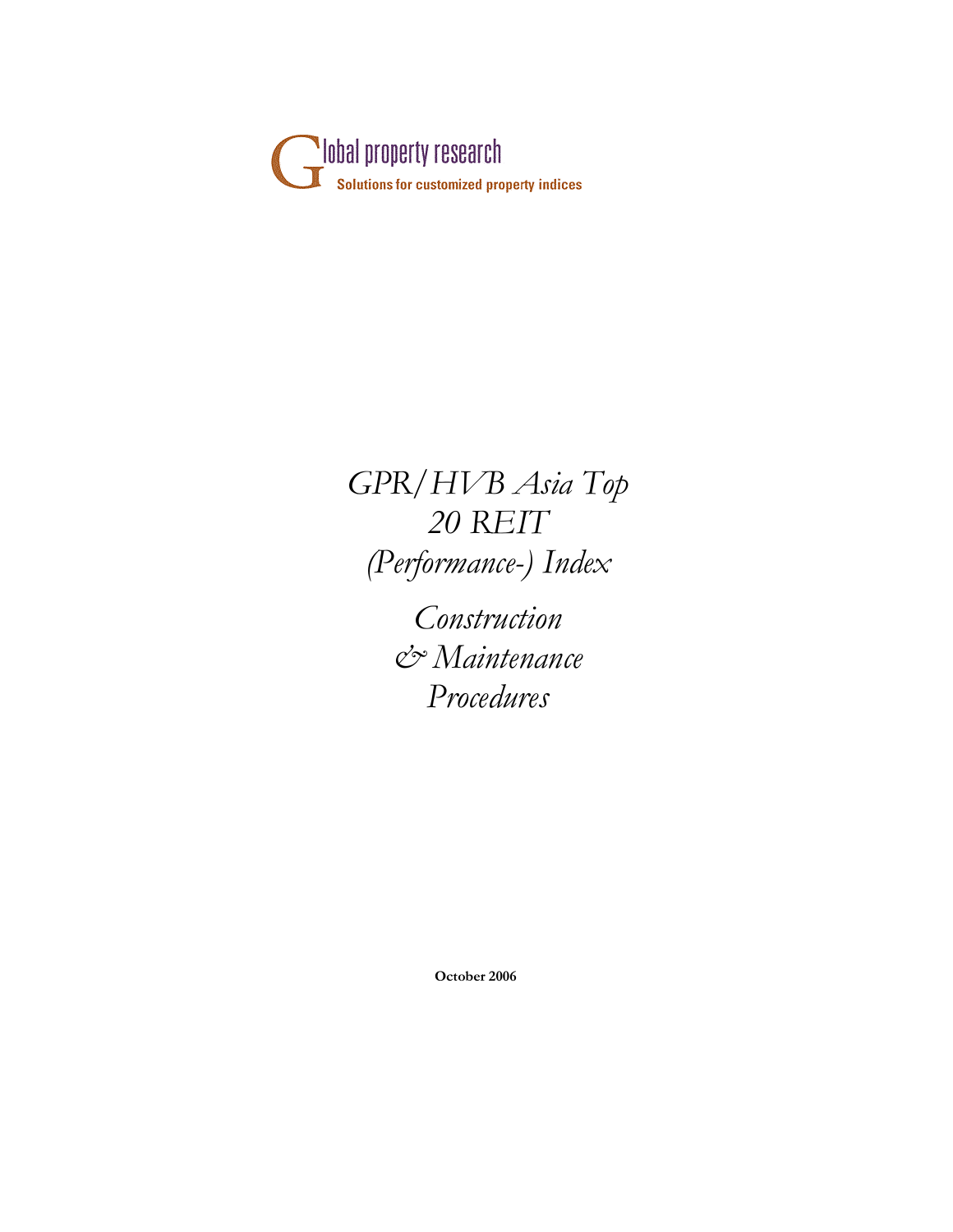Global property research

Solutions for customized property indices

# *GPR/HVB Asia Top 20 REIT (Performance-) Index*

## *Construction & Maintenance Procedures*

**October 2006**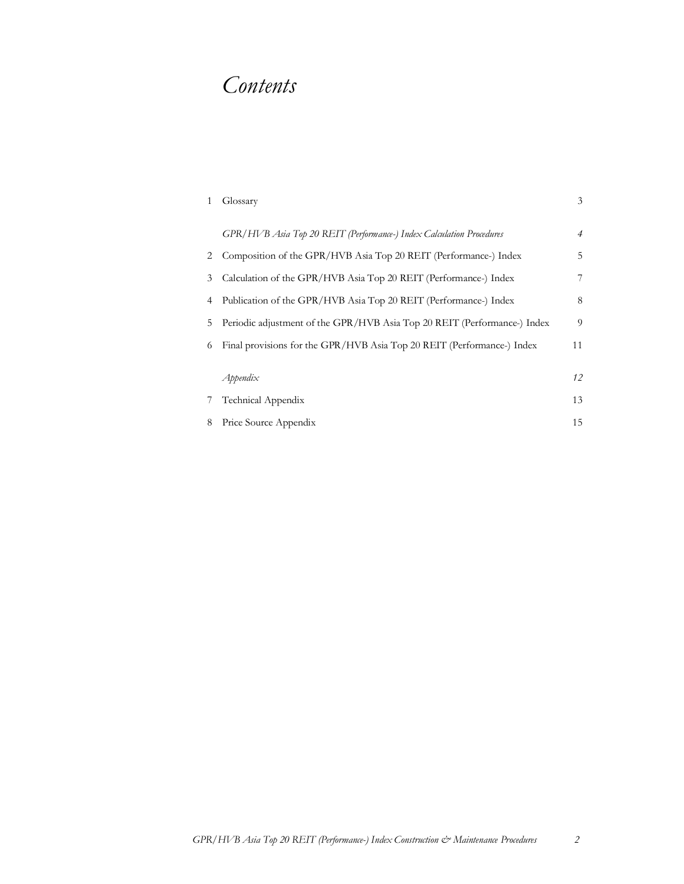# *Contents*

| | | |
|---|---|---|
| 1 | Glossary | 3 |
| | *GPR/HVB Asia Top 20 REIT (Performance-) Index Calculation Procedures* | *4* |
| 2 | Composition of the GPR/HVB Asia Top 20 REIT (Performance-) Index | 5 |
| 3 | Calculation of the GPR/HVB Asia Top 20 REIT (Performance-) Index | 7 |
| 4 | Publication of the GPR/HVB Asia Top 20 REIT (Performance-) Index | 8 |
| 5 | Periodic adjustment of the GPR/HVB Asia Top 20 REIT (Performance-) Index | 9 |
| 6 | Final provisions for the GPR/HVB Asia Top 20 REIT (Performance-) Index | 11 |
| | *Appendix* | *12* |
| 7 | Technical Appendix | 13 |
| 8 | Price Source Appendix | 15 |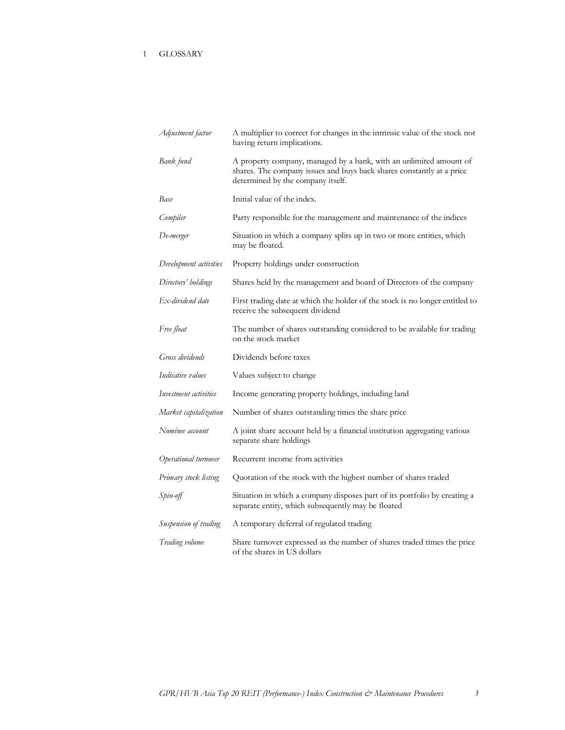# 1 GLOSSARY

| | |
|---|---|
| *Adjustment factor* | A multiplier to correct for changes in the intrinsic value of the stock not having return implications. |
| *Bank fund* | A property company, managed by a bank, with an unlimited amount of shares. The company issues and buys back shares constantly at a price determined by the company itself. |
| *Base* | Initial value of the index. |
| *Compiler* | Party responsible for the management and maintenance of the indices |
| *De-merger* | Situation in which a company splits up in two or more entities, which may be floated. |
| *Development activities* | Property holdings under construction |
| *Directors' holdings* | Shares held by the management and board of Directors of the company |
| *Ex-dividend date* | First trading date at which the holder of the stock is no longer entitled to receive the subsequent dividend |
| *Free float* | The number of shares outstanding considered to be available for trading on the stock market |
| *Gross dividends* | Dividends before taxes |
| *Indicative values* | Values subject to change |
| *Investment activities* | Income generating property holdings, including land |
| *Market capitalization* | Number of shares outstanding times the share price |
| *Nominee account* | A joint share account held by a financial institution aggregating various separate share holdings |
| *Operational turnover* | Recurrent income from activities |
| *Primary stock listing* | Quotation of the stock with the highest number of shares traded |
| *Spin-off* | Situation in which a company disposes part of its portfolio by creating a separate entity, which subsequently may be floated |
| *Suspension of trading* | A temporary deferral of regulated trading |
| *Trading volume* | Share turnover expressed as the number of shares traded times the price of the shares in US dollars |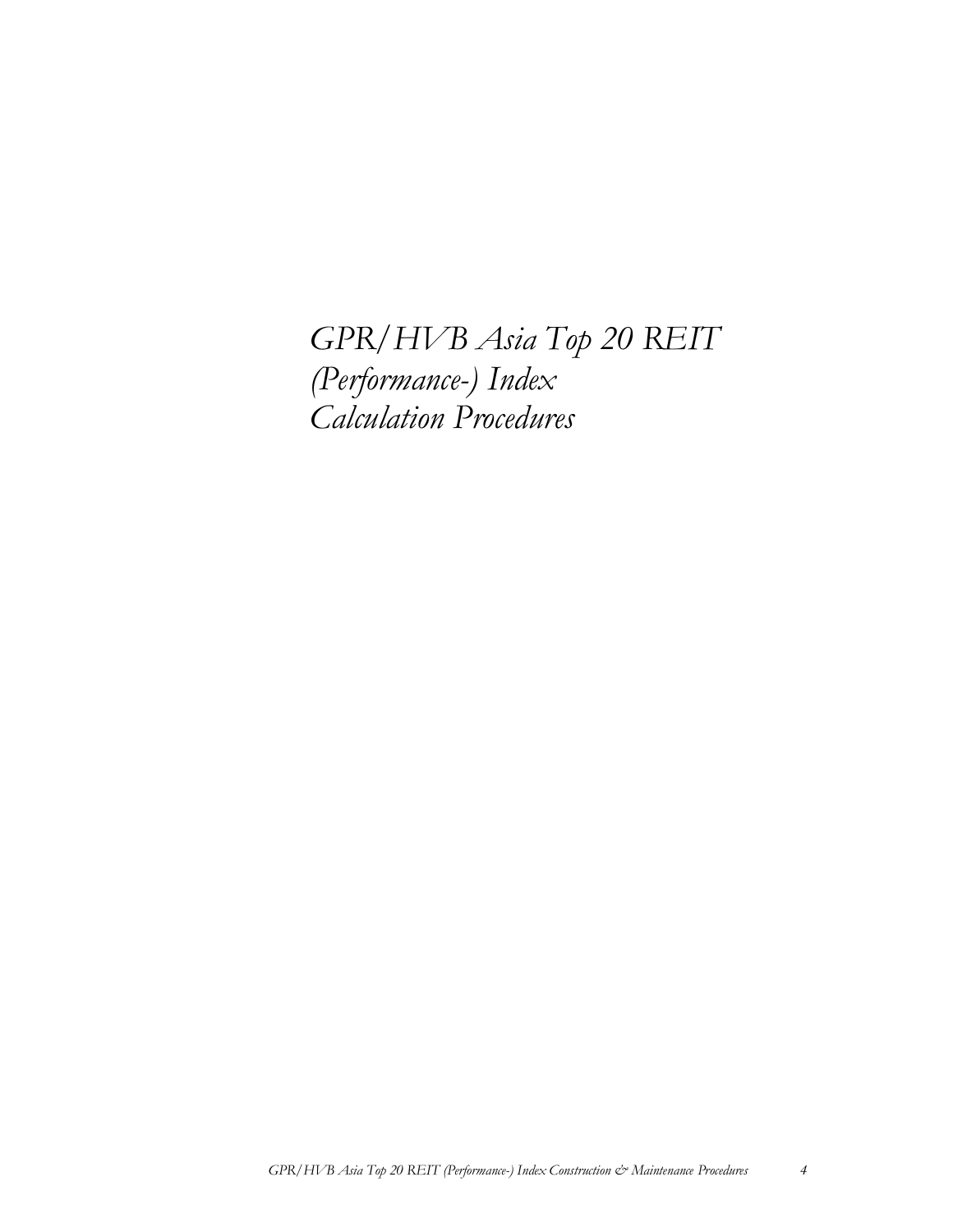# *GPR/HVB Asia Top 20 REIT (Performance-) Index Calculation Procedures*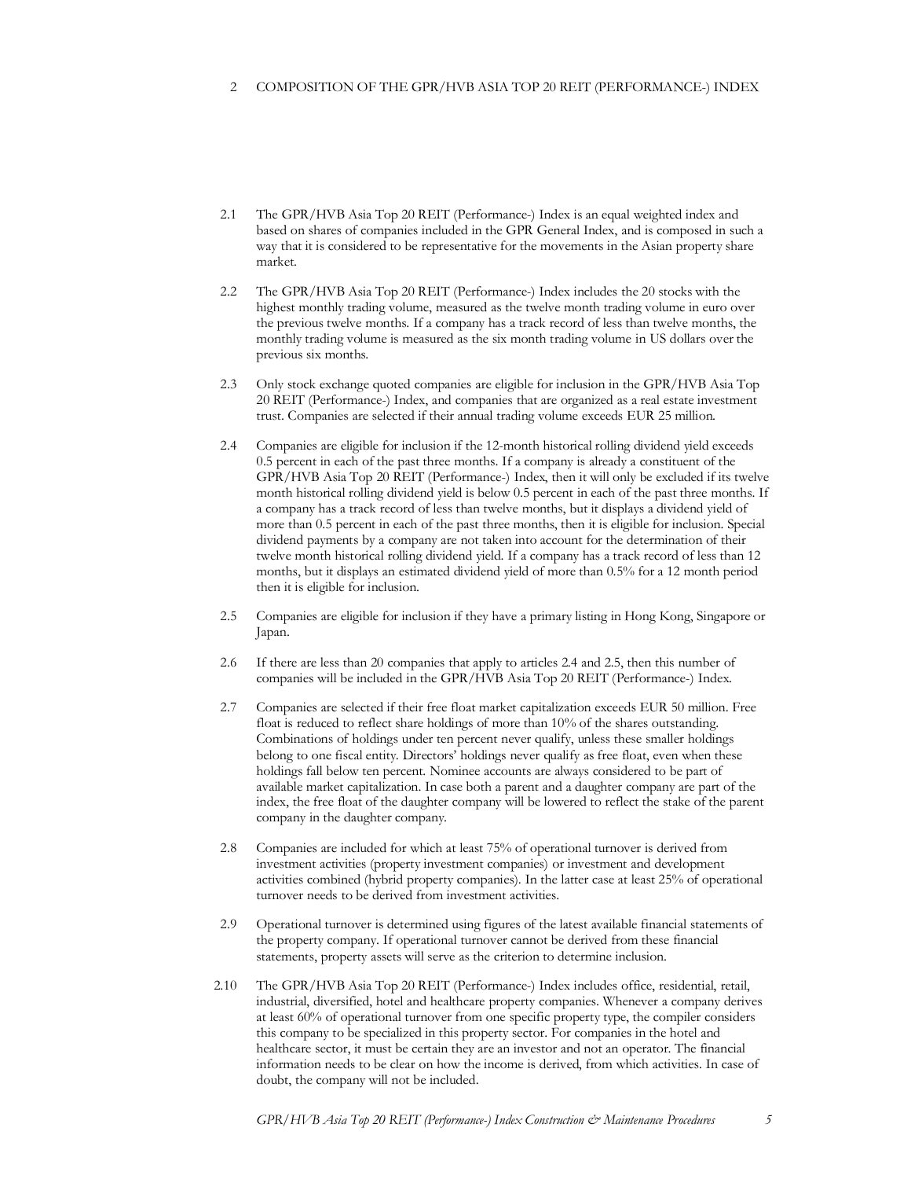## 2 COMPOSITION OF THE GPR/HVB ASIA TOP 20 REIT (PERFORMANCE-) INDEX

2.1 The GPR/HVB Asia Top 20 REIT (Performance-) Index is an equal weighted index and based on shares of companies included in the GPR General Index, and is composed in such a way that it is considered to be representative for the movements in the Asian property share market.

2.2 The GPR/HVB Asia Top 20 REIT (Performance-) Index includes the 20 stocks with the highest monthly trading volume, measured as the twelve month trading volume in euro over the previous twelve months. If a company has a track record of less than twelve months, the monthly trading volume is measured as the six month trading volume in US dollars over the previous six months.

2.3 Only stock exchange quoted companies are eligible for inclusion in the GPR/HVB Asia Top 20 REIT (Performance-) Index, and companies that are organized as a real estate investment trust. Companies are selected if their annual trading volume exceeds EUR 25 million.

2.4 Companies are eligible for inclusion if the 12-month historical rolling dividend yield exceeds 0.5 percent in each of the past three months. If a company is already a constituent of the GPR/HVB Asia Top 20 REIT (Performance-) Index, then it will only be excluded if its twelve month historical rolling dividend yield is below 0.5 percent in each of the past three months. If a company has a track record of less than twelve months, but it displays a dividend yield of more than 0.5 percent in each of the past three months, then it is eligible for inclusion. Special dividend payments by a company are not taken into account for the determination of their twelve month historical rolling dividend yield. If a company has a track record of less than 12 months, but it displays an estimated dividend yield of more than 0.5% for a 12 month period then it is eligible for inclusion.

2.5 Companies are eligible for inclusion if they have a primary listing in Hong Kong, Singapore or Japan.

2.6 If there are less than 20 companies that apply to articles 2.4 and 2.5, then this number of companies will be included in the GPR/HVB Asia Top 20 REIT (Performance-) Index.

2.7 Companies are selected if their free float market capitalization exceeds EUR 50 million. Free float is reduced to reflect share holdings of more than 10% of the shares outstanding. Combinations of holdings under ten percent never qualify, unless these smaller holdings belong to one fiscal entity. Directors' holdings never qualify as free float, even when these holdings fall below ten percent. Nominee accounts are always considered to be part of available market capitalization. In case both a parent and a daughter company are part of the index, the free float of the daughter company will be lowered to reflect the stake of the parent company in the daughter company.

2.8 Companies are included for which at least 75% of operational turnover is derived from investment activities (property investment companies) or investment and development activities combined (hybrid property companies). In the latter case at least 25% of operational turnover needs to be derived from investment activities.

2.9 Operational turnover is determined using figures of the latest available financial statements of the property company. If operational turnover cannot be derived from these financial statements, property assets will serve as the criterion to determine inclusion.

2.10 The GPR/HVB Asia Top 20 REIT (Performance-) Index includes office, residential, retail, industrial, diversified, hotel and healthcare property companies. Whenever a company derives at least 60% of operational turnover from one specific property type, the compiler considers this company to be specialized in this property sector. For companies in the hotel and healthcare sector, it must be certain they are an investor and not an operator. The financial information needs to be clear on how the income is derived, from which activities. In case of doubt, the company will not be included.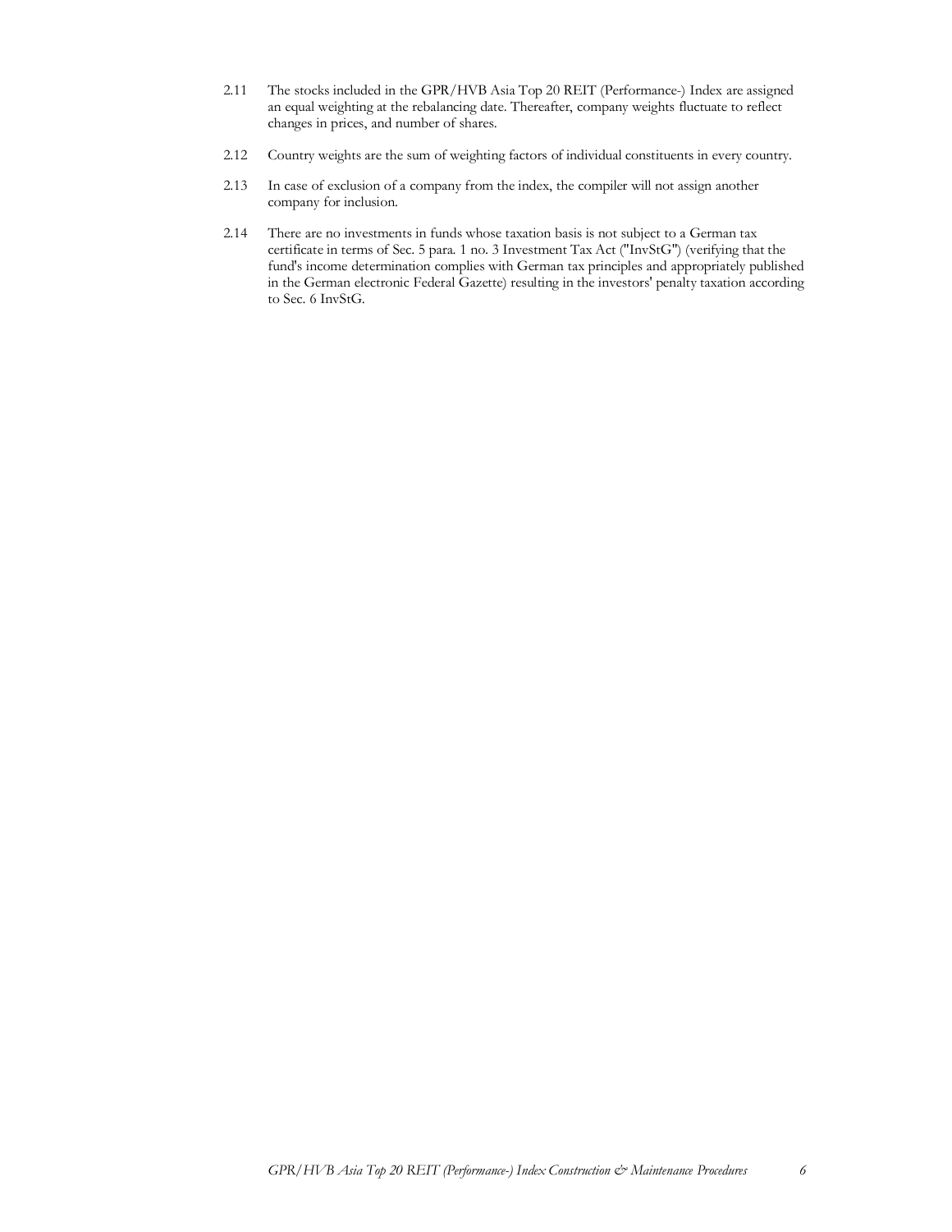2.11 The stocks included in the GPR/HVB Asia Top 20 REIT (Performance-) Index are assigned an equal weighting at the rebalancing date. Thereafter, company weights fluctuate to reflect changes in prices, and number of shares.

2.12 Country weights are the sum of weighting factors of individual constituents in every country.

2.13 In case of exclusion of a company from the index, the compiler will not assign another company for inclusion.

2.14 There are no investments in funds whose taxation basis is not subject to a German tax certificate in terms of Sec. 5 para. 1 no. 3 Investment Tax Act ("InvStG") (verifying that the fund's income determination complies with German tax principles and appropriately published in the German electronic Federal Gazette) resulting in the investors' penalty taxation according to Sec. 6 InvStG.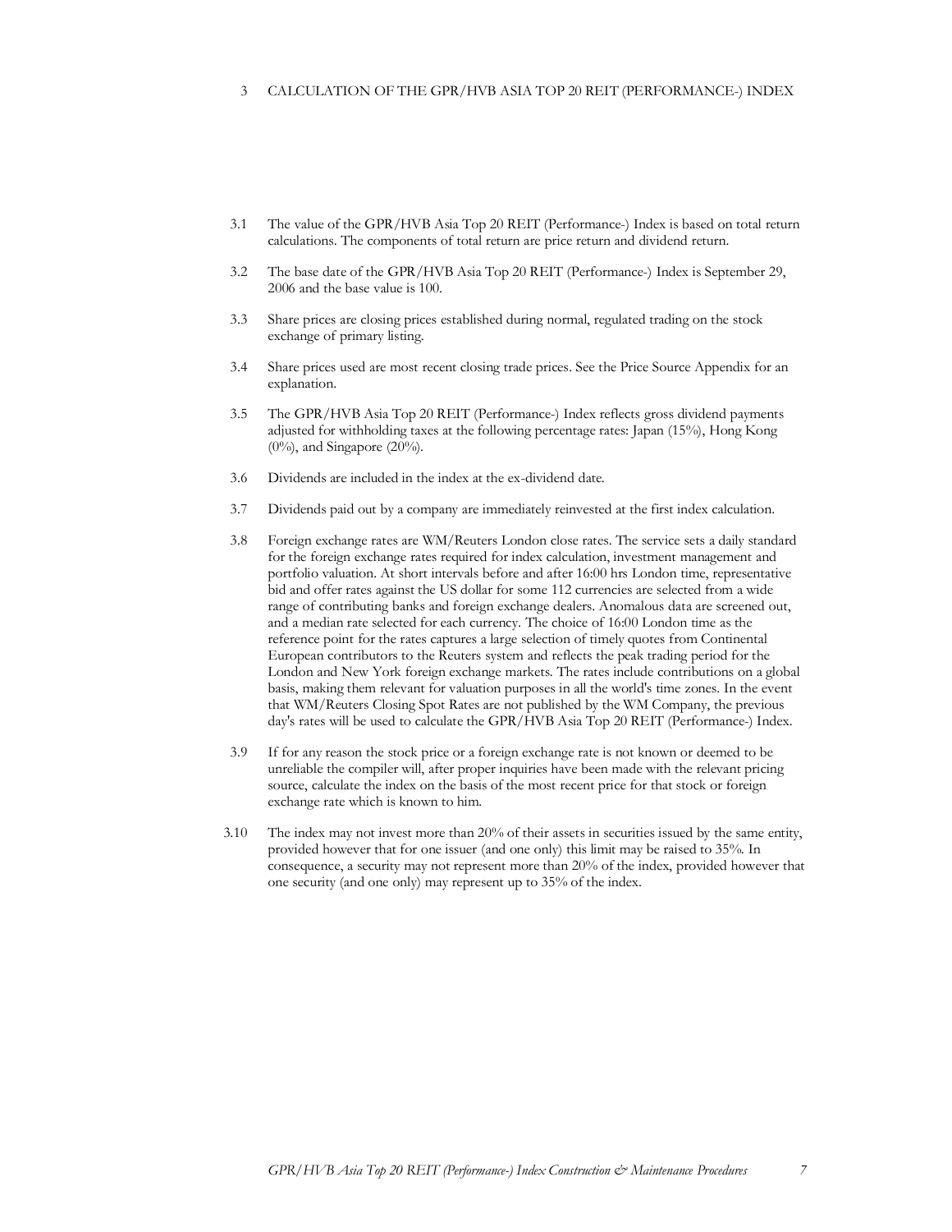# 3 CALCULATION OF THE GPR/HVB ASIA TOP 20 REIT (PERFORMANCE-) INDEX

3.1 The value of the GPR/HVB Asia Top 20 REIT (Performance-) Index is based on total return calculations. The components of total return are price return and dividend return.

3.2 The base date of the GPR/HVB Asia Top 20 REIT (Performance-) Index is September 29, 2006 and the base value is 100.

3.3 Share prices are closing prices established during normal, regulated trading on the stock exchange of primary listing.

3.4 Share prices used are most recent closing trade prices. See the Price Source Appendix for an explanation.

3.5 The GPR/HVB Asia Top 20 REIT (Performance-) Index reflects gross dividend payments adjusted for withholding taxes at the following percentage rates: Japan (15%), Hong Kong (0%), and Singapore (20%).

3.6 Dividends are included in the index at the ex-dividend date.

3.7 Dividends paid out by a company are immediately reinvested at the first index calculation.

3.8 Foreign exchange rates are WM/Reuters London close rates. The service sets a daily standard for the foreign exchange rates required for index calculation, investment management and portfolio valuation. At short intervals before and after 16:00 hrs London time, representative bid and offer rates against the US dollar for some 112 currencies are selected from a wide range of contributing banks and foreign exchange dealers. Anomalous data are screened out, and a median rate selected for each currency. The choice of 16:00 London time as the reference point for the rates captures a large selection of timely quotes from Continental European contributors to the Reuters system and reflects the peak trading period for the London and New York foreign exchange markets. The rates include contributions on a global basis, making them relevant for valuation purposes in all the world's time zones. In the event that WM/Reuters Closing Spot Rates are not published by the WM Company, the previous day's rates will be used to calculate the GPR/HVB Asia Top 20 REIT (Performance-) Index.

3.9 If for any reason the stock price or a foreign exchange rate is not known or deemed to be unreliable the compiler will, after proper inquiries have been made with the relevant pricing source, calculate the index on the basis of the most recent price for that stock or foreign exchange rate which is known to him.

3.10 The index may not invest more than 20% of their assets in securities issued by the same entity, provided however that for one issuer (and one only) this limit may be raised to 35%. In consequence, a security may not represent more than 20% of the index, provided however that one security (and one only) may represent up to 35% of the index.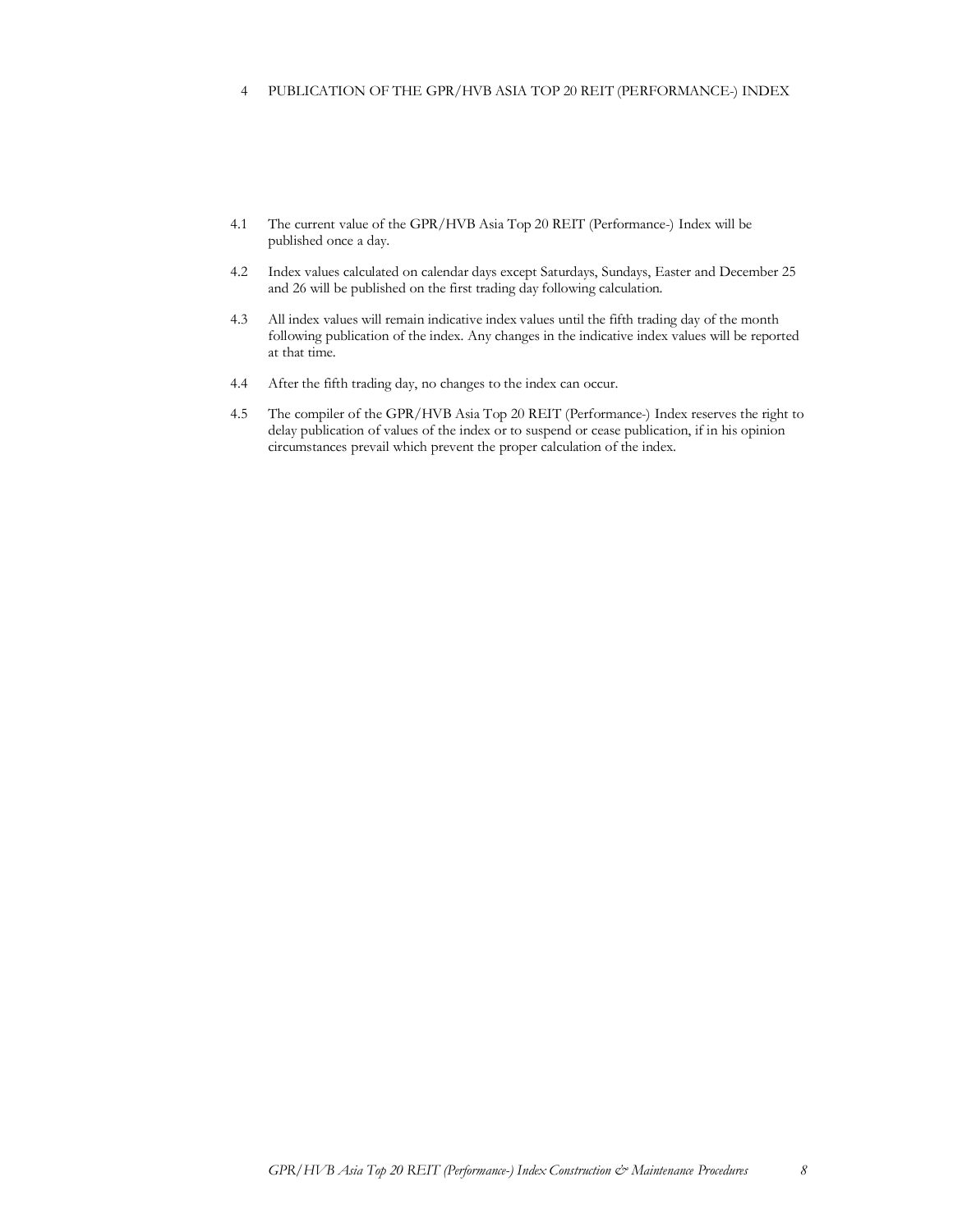# 4 PUBLICATION OF THE GPR/HVB ASIA TOP 20 REIT (PERFORMANCE-) INDEX

4.1 The current value of the GPR/HVB Asia Top 20 REIT (Performance-) Index will be published once a day.

4.2 Index values calculated on calendar days except Saturdays, Sundays, Easter and December 25 and 26 will be published on the first trading day following calculation.

4.3 All index values will remain indicative index values until the fifth trading day of the month following publication of the index. Any changes in the indicative index values will be reported at that time.

4.4 After the fifth trading day, no changes to the index can occur.

4.5 The compiler of the GPR/HVB Asia Top 20 REIT (Performance-) Index reserves the right to delay publication of values of the index or to suspend or cease publication, if in his opinion circumstances prevail which prevent the proper calculation of the index.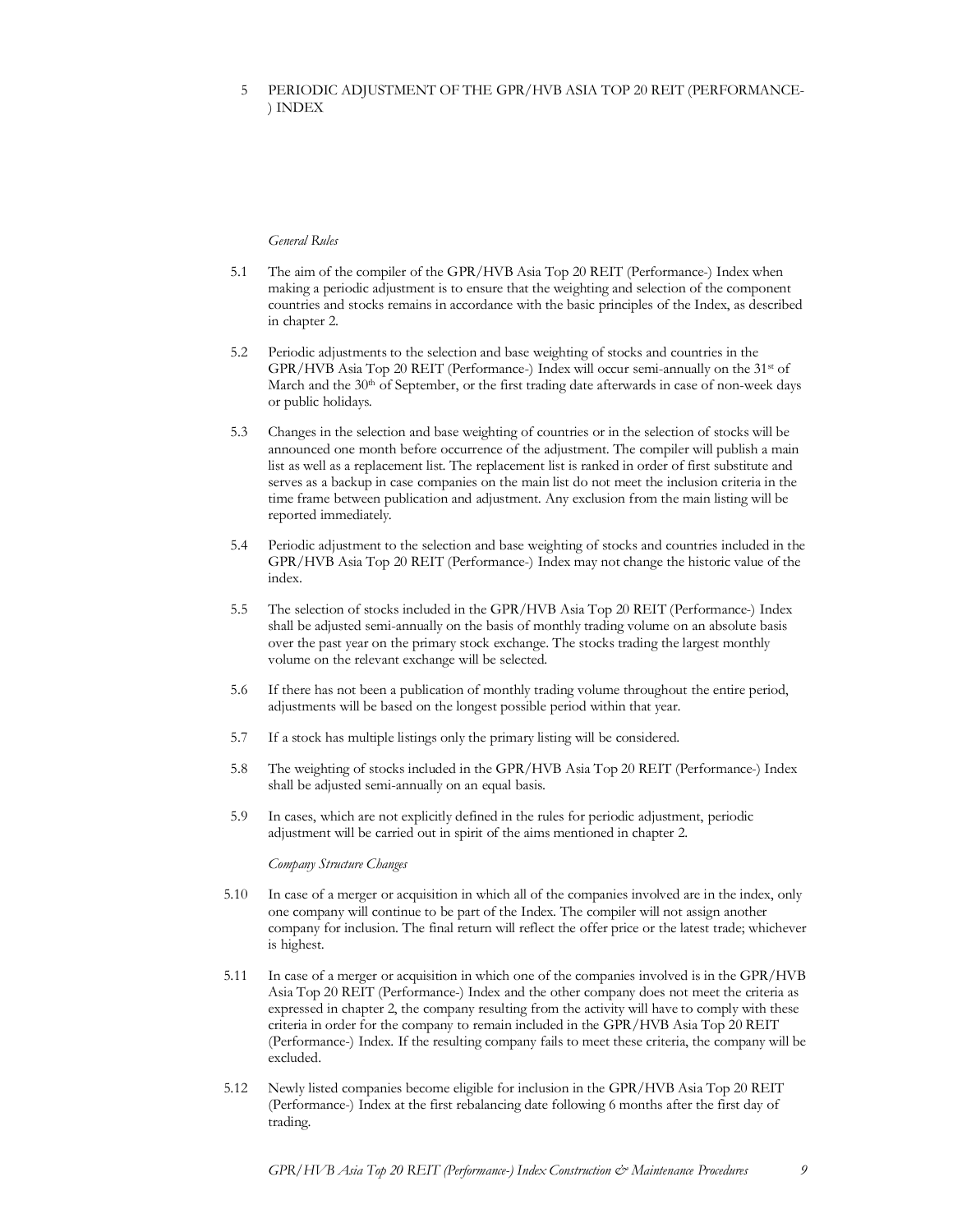# 5 PERIODIC ADJUSTMENT OF THE GPR/HVB ASIA TOP 20 REIT (PERFORMANCE-) INDEX

*General Rules*

5.1 The aim of the compiler of the GPR/HVB Asia Top 20 REIT (Performance-) Index when making a periodic adjustment is to ensure that the weighting and selection of the component countries and stocks remains in accordance with the basic principles of the Index, as described in chapter 2.

5.2 Periodic adjustments to the selection and base weighting of stocks and countries in the GPR/HVB Asia Top 20 REIT (Performance-) Index will occur semi-annually on the 31st of March and the 30th of September, or the first trading date afterwards in case of non-week days or public holidays.

5.3 Changes in the selection and base weighting of countries or in the selection of stocks will be announced one month before occurrence of the adjustment. The compiler will publish a main list as well as a replacement list. The replacement list is ranked in order of first substitute and serves as a backup in case companies on the main list do not meet the inclusion criteria in the time frame between publication and adjustment. Any exclusion from the main listing will be reported immediately.

5.4 Periodic adjustment to the selection and base weighting of stocks and countries included in the GPR/HVB Asia Top 20 REIT (Performance-) Index may not change the historic value of the index.

5.5 The selection of stocks included in the GPR/HVB Asia Top 20 REIT (Performance-) Index shall be adjusted semi-annually on the basis of monthly trading volume on an absolute basis over the past year on the primary stock exchange. The stocks trading the largest monthly volume on the relevant exchange will be selected.

5.6 If there has not been a publication of monthly trading volume throughout the entire period, adjustments will be based on the longest possible period within that year.

5.7 If a stock has multiple listings only the primary listing will be considered.

5.8 The weighting of stocks included in the GPR/HVB Asia Top 20 REIT (Performance-) Index shall be adjusted semi-annually on an equal basis.

5.9 In cases, which are not explicitly defined in the rules for periodic adjustment, periodic adjustment will be carried out in spirit of the aims mentioned in chapter 2.

*Company Structure Changes*

5.10 In case of a merger or acquisition in which all of the companies involved are in the index, only one company will continue to be part of the Index. The compiler will not assign another company for inclusion. The final return will reflect the offer price or the latest trade; whichever is highest.

5.11 In case of a merger or acquisition in which one of the companies involved is in the GPR/HVB Asia Top 20 REIT (Performance-) Index and the other company does not meet the criteria as expressed in chapter 2, the company resulting from the activity will have to comply with these criteria in order for the company to remain included in the GPR/HVB Asia Top 20 REIT (Performance-) Index. If the resulting company fails to meet these criteria, the company will be excluded.

5.12 Newly listed companies become eligible for inclusion in the GPR/HVB Asia Top 20 REIT (Performance-) Index at the first rebalancing date following 6 months after the first day of trading.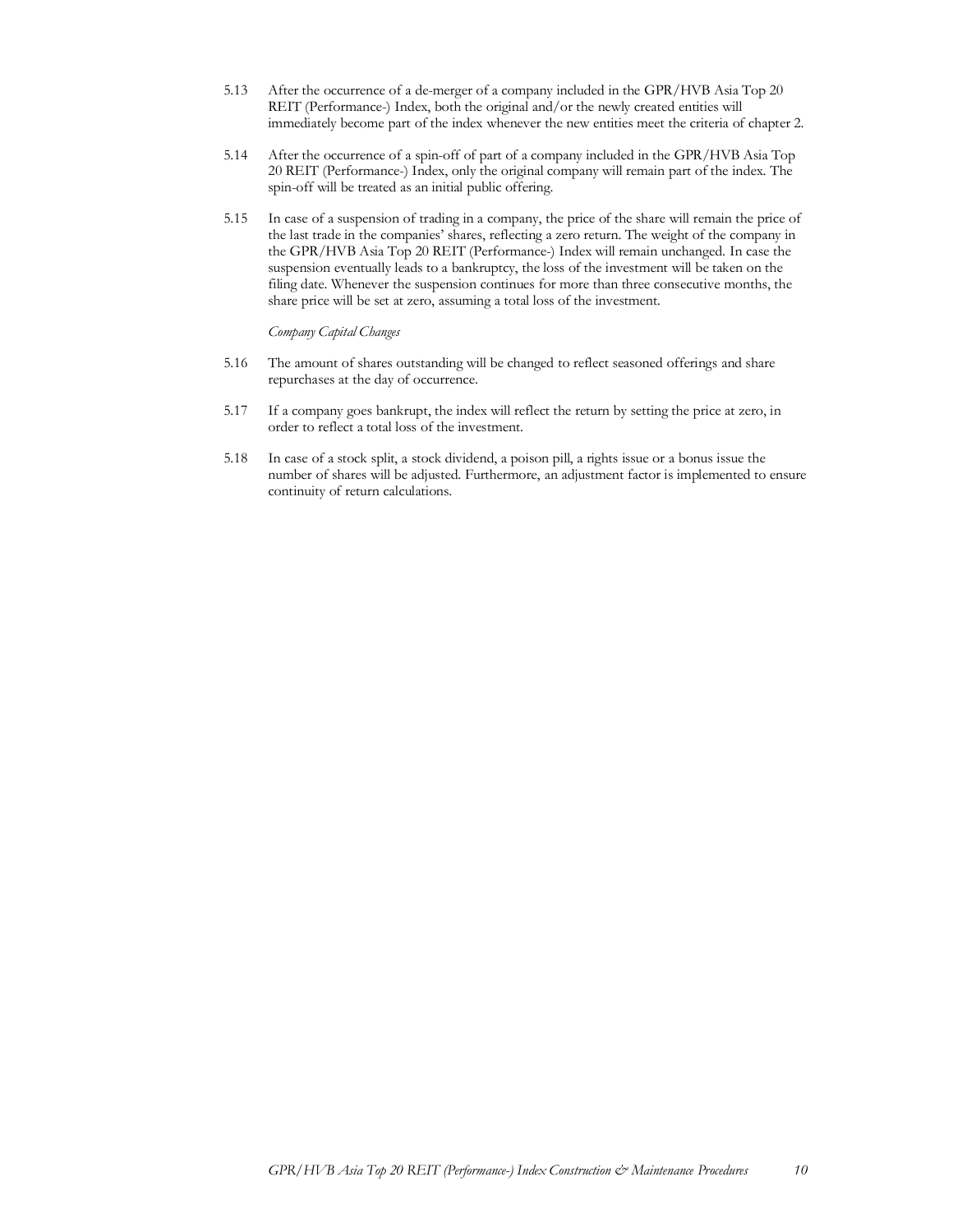5.13 After the occurrence of a de-merger of a company included in the GPR/HVB Asia Top 20 REIT (Performance-) Index, both the original and/or the newly created entities will immediately become part of the index whenever the new entities meet the criteria of chapter 2.

5.14 After the occurrence of a spin-off of part of a company included in the GPR/HVB Asia Top 20 REIT (Performance-) Index, only the original company will remain part of the index. The spin-off will be treated as an initial public offering.

5.15 In case of a suspension of trading in a company, the price of the share will remain the price of the last trade in the companies' shares, reflecting a zero return. The weight of the company in the GPR/HVB Asia Top 20 REIT (Performance-) Index will remain unchanged. In case the suspension eventually leads to a bankruptcy, the loss of the investment will be taken on the filing date. Whenever the suspension continues for more than three consecutive months, the share price will be set at zero, assuming a total loss of the investment.

*Company Capital Changes*

5.16 The amount of shares outstanding will be changed to reflect seasoned offerings and share repurchases at the day of occurrence.

5.17 If a company goes bankrupt, the index will reflect the return by setting the price at zero, in order to reflect a total loss of the investment.

5.18 In case of a stock split, a stock dividend, a poison pill, a rights issue or a bonus issue the number of shares will be adjusted. Furthermore, an adjustment factor is implemented to ensure continuity of return calculations.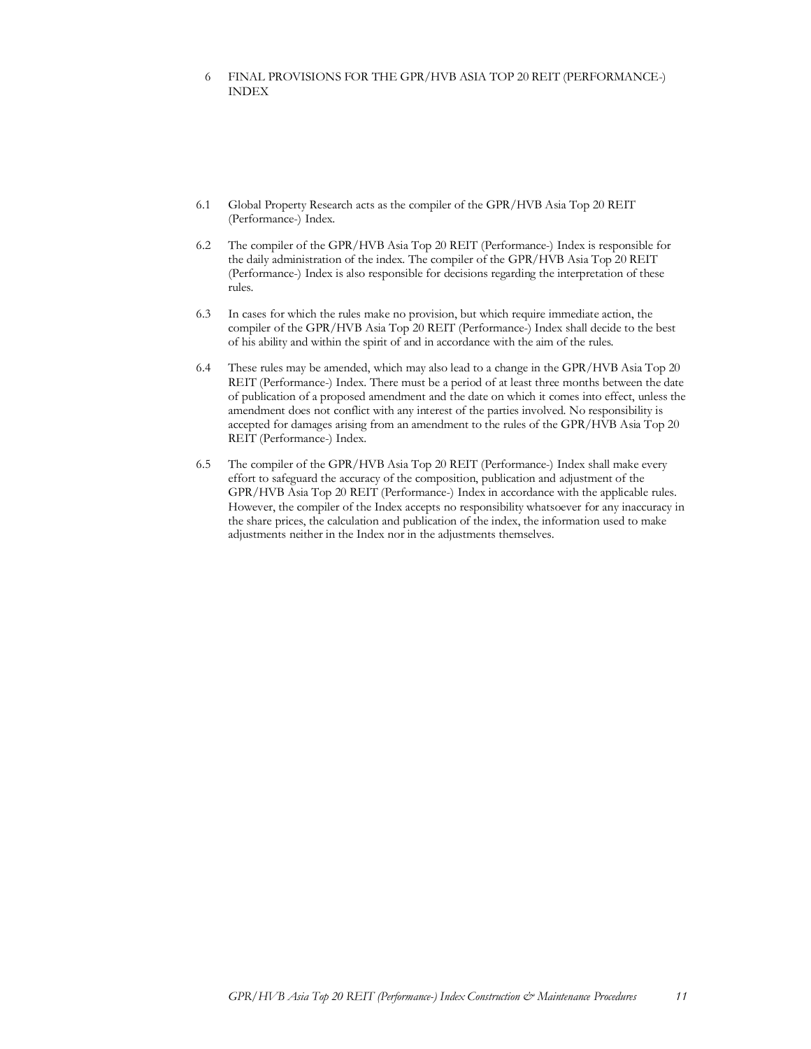# 6 FINAL PROVISIONS FOR THE GPR/HVB ASIA TOP 20 REIT (PERFORMANCE-) INDEX

6.1 Global Property Research acts as the compiler of the GPR/HVB Asia Top 20 REIT (Performance-) Index.

6.2 The compiler of the GPR/HVB Asia Top 20 REIT (Performance-) Index is responsible for the daily administration of the index. The compiler of the GPR/HVB Asia Top 20 REIT (Performance-) Index is also responsible for decisions regarding the interpretation of these rules.

6.3 In cases for which the rules make no provision, but which require immediate action, the compiler of the GPR/HVB Asia Top 20 REIT (Performance-) Index shall decide to the best of his ability and within the spirit of and in accordance with the aim of the rules.

6.4 These rules may be amended, which may also lead to a change in the GPR/HVB Asia Top 20 REIT (Performance-) Index. There must be a period of at least three months between the date of publication of a proposed amendment and the date on which it comes into effect, unless the amendment does not conflict with any interest of the parties involved. No responsibility is accepted for damages arising from an amendment to the rules of the GPR/HVB Asia Top 20 REIT (Performance-) Index.

6.5 The compiler of the GPR/HVB Asia Top 20 REIT (Performance-) Index shall make every effort to safeguard the accuracy of the composition, publication and adjustment of the GPR/HVB Asia Top 20 REIT (Performance-) Index in accordance with the applicable rules. However, the compiler of the Index accepts no responsibility whatsoever for any inaccuracy in the share prices, the calculation and publication of the index, the information used to make adjustments neither in the Index nor in the adjustments themselves.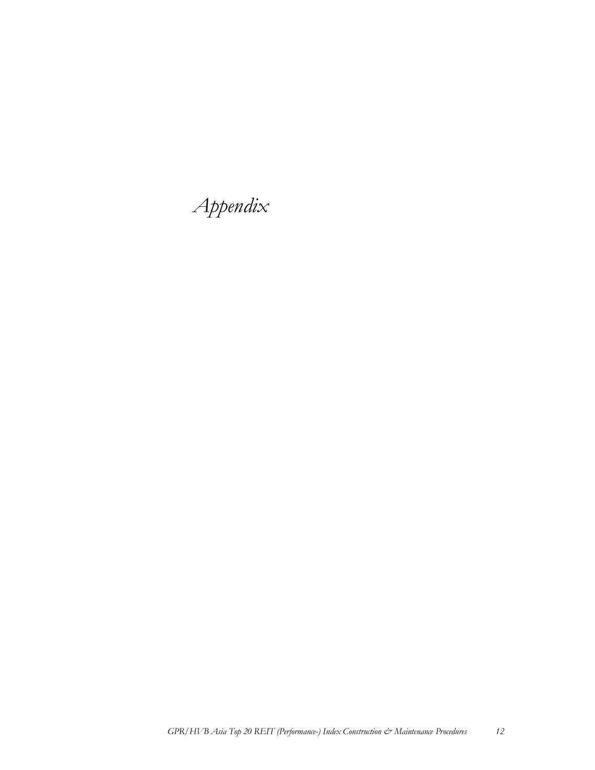# *Appendix*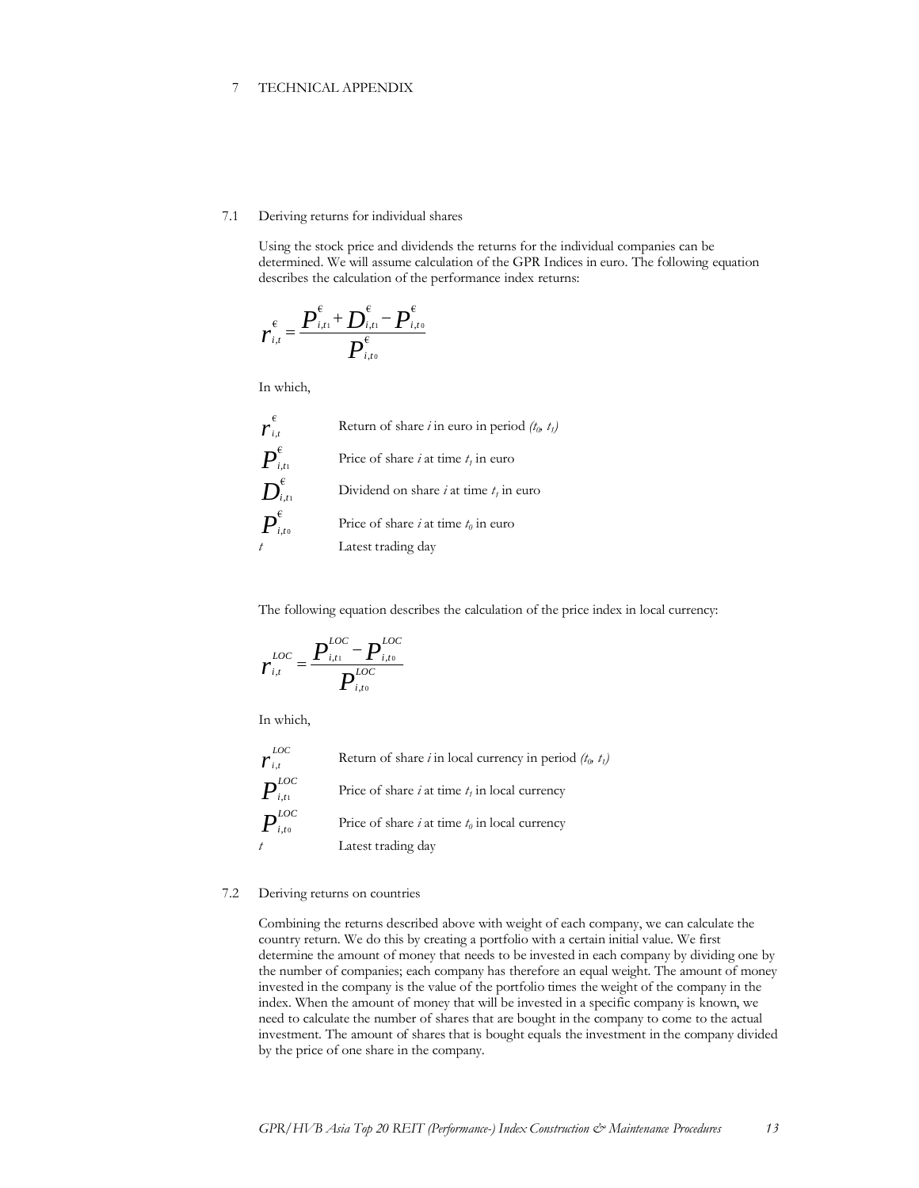# 7 TECHNICAL APPENDIX

## 7.1 Deriving returns for individual shares

Using the stock price and dividends the returns for the individual companies can be determined. We will assume calculation of the GPR Indices in euro. The following equation describes the calculation of the performance index returns:

$$r_{i,t}^{€} = \frac{P_{i,t1}^{€} + D_{i,t1}^{€} - P_{i,t0}^{€}}{P_{i,t0}^{€}}$$

In which,

| | |
|---|---|
| $r_{i,t}^{€}$ | Return of share *i* in euro in period *($t_0$, $t_1$)* |
| $P_{i,t1}^{€}$ | Price of share *i* at time $t_1$ in euro |
| $D_{i,t1}^{€}$ | Dividend on share *i* at time $t_1$ in euro |
| $P_{i,t0}^{€}$ | Price of share *i* at time $t_0$ in euro |
| *t* | Latest trading day |

The following equation describes the calculation of the price index in local currency:

$$r_{i,t}^{LOC} = \frac{P_{i,t1}^{LOC} - P_{i,t0}^{LOC}}{P_{i,t0}^{LOC}}$$

In which,

| | |
|---|---|
| $r_{i,t}^{LOC}$ | Return of share *i* in local currency in period *($t_0$, $t_1$)* |
| $P_{i,t1}^{LOC}$ | Price of share *i* at time $t_1$ in local currency |
| $P_{i,t0}^{LOC}$ | Price of share *i* at time $t_0$ in local currency |
| *t* | Latest trading day |

## 7.2 Deriving returns on countries

Combining the returns described above with weight of each company, we can calculate the country return. We do this by creating a portfolio with a certain initial value. We first determine the amount of money that needs to be invested in each company by dividing one by the number of companies; each company has therefore an equal weight. The amount of money invested in the company is the value of the portfolio times the weight of the company in the index. When the amount of money that will be invested in a specific company is known, we need to calculate the number of shares that are bought in the company to come to the actual investment. The amount of shares that is bought equals the investment in the company divided by the price of one share in the company.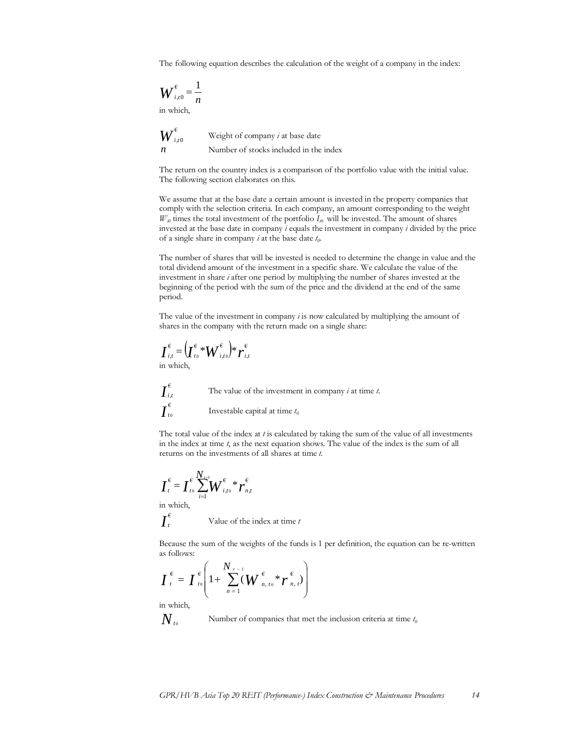The following equation describes the calculation of the weight of a company in the index:

$$W^{€}_{i,t0} = \frac{1}{n}$$

in which,

| | |
|---|---|
| $W^{€}_{i,t0}$ | Weight of company *i* at base date |
| $n$ | Number of stocks included in the index |

The return on the country index is a comparison of the portfolio value with the initial value. The following section elaborates on this.

We assume that at the base date a certain amount is invested in the property companies that comply with the selection criteria. In each company, an amount corresponding to the weight $W_{t0}$ times the total investment of the portfolio $I_{t0}$ will be invested. The amount of shares invested at the base date in company *i* equals the investment in company *i* divided by the price of a single share in company *i* at the base date $t_0$.

The number of shares that will be invested is needed to determine the change in value and the total dividend amount of the investment in a specific share. We calculate the value of the investment in share *i* after one period by multiplying the number of shares invested at the beginning of the period with the sum of the price and the dividend at the end of the same period.

The value of the investment in company *i* is now calculated by multiplying the amount of shares in the company with the return made on a single share:

$$I^{€}_{i,t} = \left(I^{€}_{t0} * W^{€}_{i,t0}\right) * r^{€}_{i,t}$$

in which,

| | |
|---|---|
| $I^{€}_{i,t}$ | The value of the investment in company *i* at time *t*. |
| $I^{€}_{t0}$ | Investable capital at time $t_0$ |

The total value of the index at *t* is calculated by taking the sum of the value of all investments in the index at time *t*, as the next equation shows. The value of the index is the sum of all returns on the investments of all shares at time *t*.

$$I^{€}_{t} = I^{€}_{t0} \sum_{i=1}^{N_{t-1}} W^{€}_{i,t0} * r^{€}_{n,t}$$

in which,

| | |
|---|---|
| $I^{€}_{t}$ | Value of the index at time *t* |

Because the sum of the weights of the funds is 1 per definition, the equation can be re-written as follows:

$$I^{€}_{t} = I^{€}_{t0} \left(1 + \sum_{n=1}^{N_{t-1}} (W^{€}_{n,t0} * r^{€}_{n,t})\right)$$

in which,

| | |
|---|---|
| $N_{t0}$ | Number of companies that met the inclusion criteria at time $t_0$ |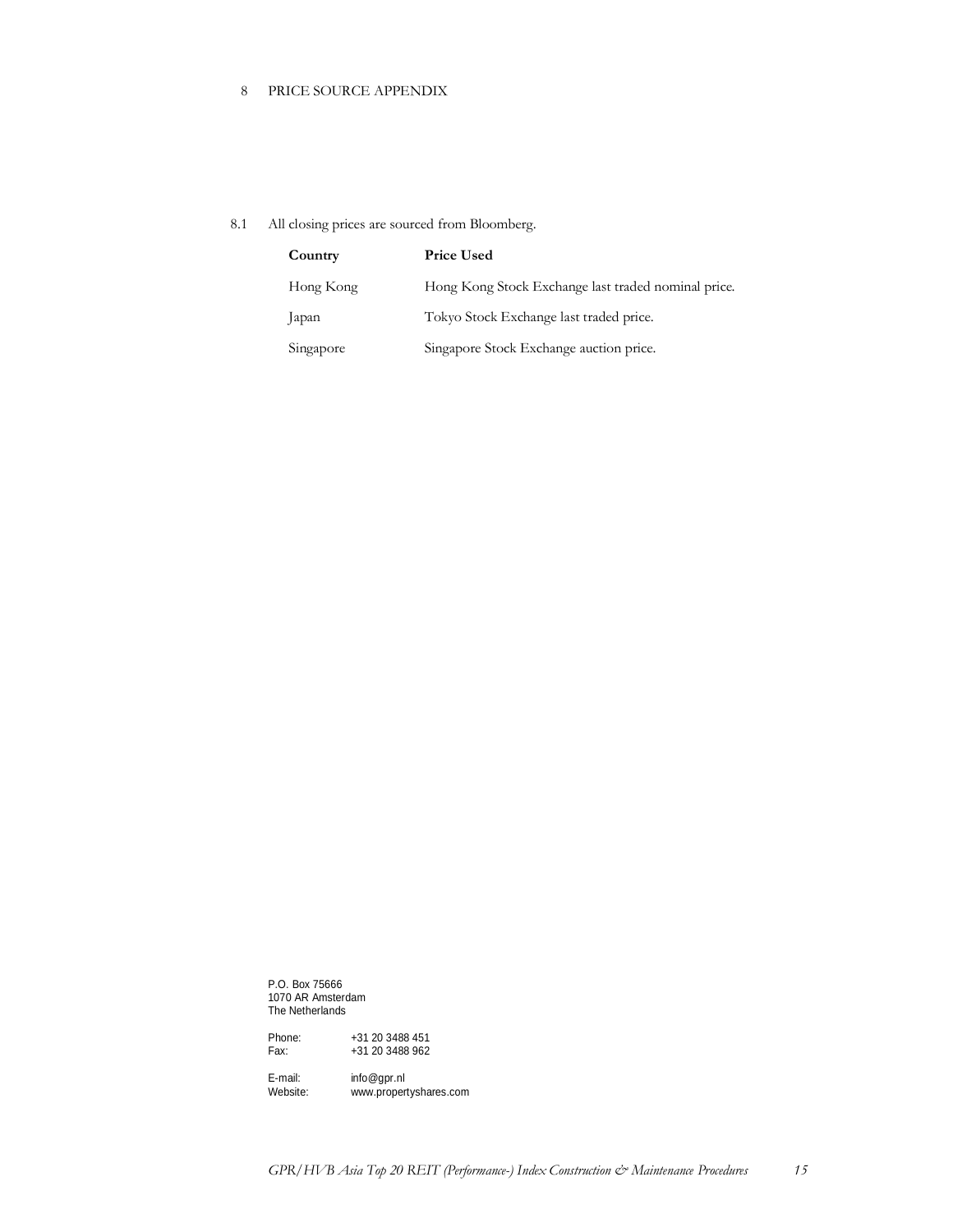# 8 PRICE SOURCE APPENDIX

8.1 All closing prices are sourced from Bloomberg.

| Country | Price Used |
|---|---|
| Hong Kong | Hong Kong Stock Exchange last traded nominal price. |
| Japan | Tokyo Stock Exchange last traded price. |
| Singapore | Singapore Stock Exchange auction price. |

P.O. Box 75666
1070 AR Amsterdam
The Netherlands

Phone: +31 20 3488 451
Fax: +31 20 3488 962

E-mail: info@gpr.nl
Website: www.propertyshares.com